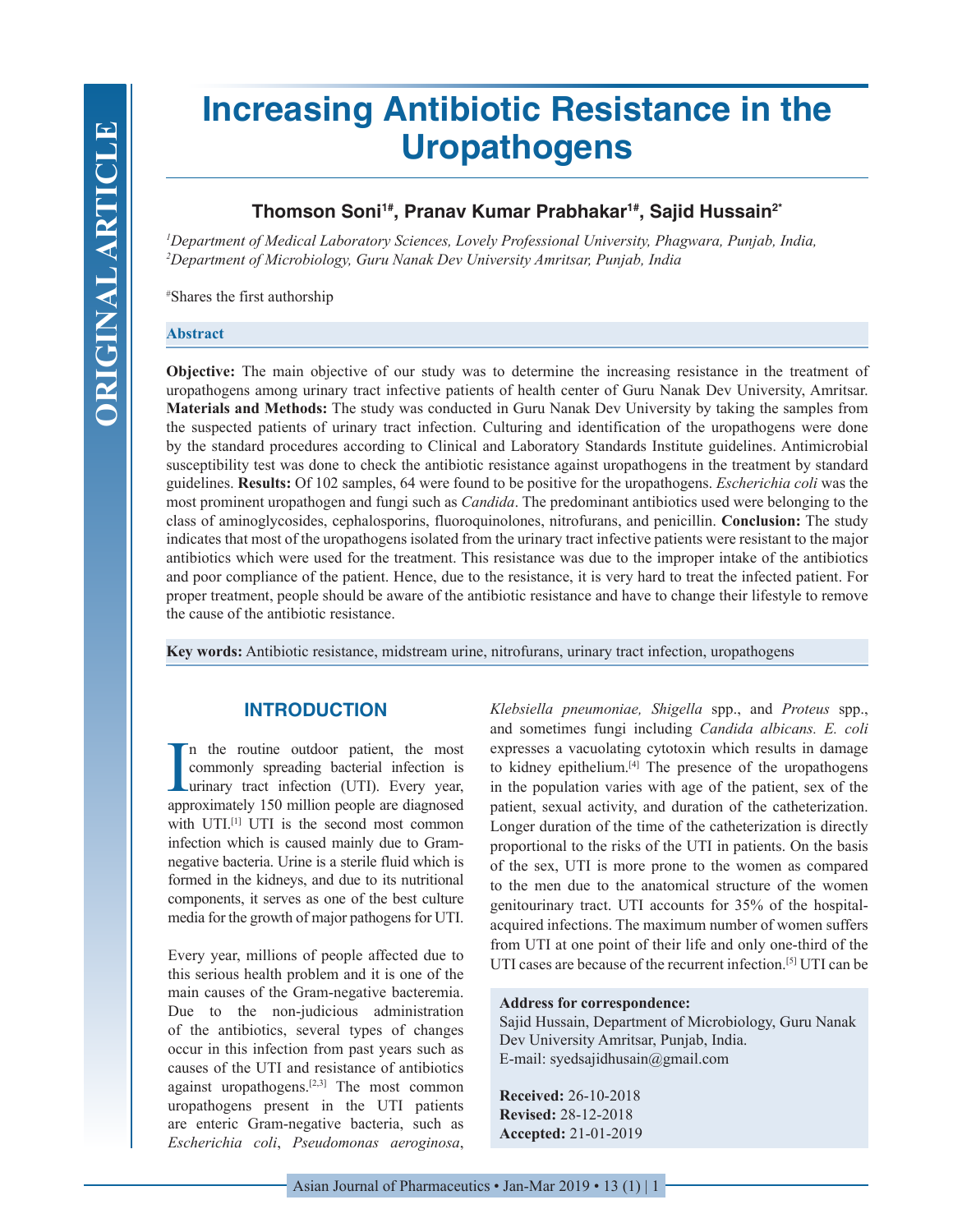ORIGINAL ARTICLE

# Increasing Antibiotic Resistance in the Uropathogens

**Thomson Soni[1#], Pranav Kumar Prabhakar[1#], Sajid Hussain[2*]**

[1]*Department of Medical Laboratory Sciences, Lovely Professional University, Phagwara, Punjab, India,*
[2]*Department of Microbiology, Guru Nanak Dev University Amritsar, Punjab, India*

[#]Shares the first authorship

### Abstract

**Objective:** The main objective of our study was to determine the increasing resistance in the treatment of uropathogens among urinary tract infective patients of health center of Guru Nanak Dev University, Amritsar. **Materials and Methods:** The study was conducted in Guru Nanak Dev University by taking the samples from the suspected patients of urinary tract infection. Culturing and identification of the uropathogens were done by the standard procedures according to Clinical and Laboratory Standards Institute guidelines. Antimicrobial susceptibility test was done to check the antibiotic resistance against uropathogens in the treatment by standard guidelines. **Results:** Of 102 samples, 64 were found to be positive for the uropathogens. *Escherichia coli* was the most prominent uropathogen and fungi such as *Candida*. The predominant antibiotics used were belonging to the class of aminoglycosides, cephalosporins, fluoroquinolones, nitrofurans, and penicillin. **Conclusion:** The study indicates that most of the uropathogens isolated from the urinary tract infective patients were resistant to the major antibiotics which were used for the treatment. This resistance was due to the improper intake of the antibiotics and poor compliance of the patient. Hence, due to the resistance, it is very hard to treat the infected patient. For proper treatment, people should be aware of the antibiotic resistance and have to change their lifestyle to remove the cause of the antibiotic resistance.

**Key words:** Antibiotic resistance, midstream urine, nitrofurans, urinary tract infection, uropathogens

## INTRODUCTION

In the routine outdoor patient, the most commonly spreading bacterial infection is urinary tract infection (UTI). Every year, approximately 150 million people are diagnosed with UTI.[1] UTI is the second most common infection which is caused mainly due to Gram-negative bacteria. Urine is a sterile fluid which is formed in the kidneys, and due to its nutritional components, it serves as one of the best culture media for the growth of major pathogens for UTI.

Every year, millions of people affected due to this serious health problem and it is one of the main causes of the Gram-negative bacteremia. Due to the non-judicious administration of the antibiotics, several types of changes occur in this infection from past years such as causes of the UTI and resistance of antibiotics against uropathogens.[2,3] The most common uropathogens present in the UTI patients are enteric Gram-negative bacteria, such as *Escherichia coli*, *Pseudomonas aeroginosa*, *Klebsiella pneumoniae, Shigella* spp., and *Proteus* spp., and sometimes fungi including *Candida albicans. E. coli* expresses a vacuolating cytotoxin which results in damage to kidney epithelium.[4] The presence of the uropathogens in the population varies with age of the patient, sex of the patient, sexual activity, and duration of the catheterization. Longer duration of the time of the catheterization is directly proportional to the risks of the UTI in patients. On the basis of the sex, UTI is more prone to the women as compared to the men due to the anatomical structure of the women genitourinary tract. UTI accounts for 35% of the hospital-acquired infections. The maximum number of women suffers from UTI at one point of their life and only one-third of the UTI cases are because of the recurrent infection.[5] UTI can be

**Address for correspondence:**
Sajid Hussain, Department of Microbiology, Guru Nanak Dev University Amritsar, Punjab, India.
E-mail: syedsajidhusain@gmail.com

**Received:** 26-10-2018
**Revised:** 28-12-2018
**Accepted:** 21-01-2019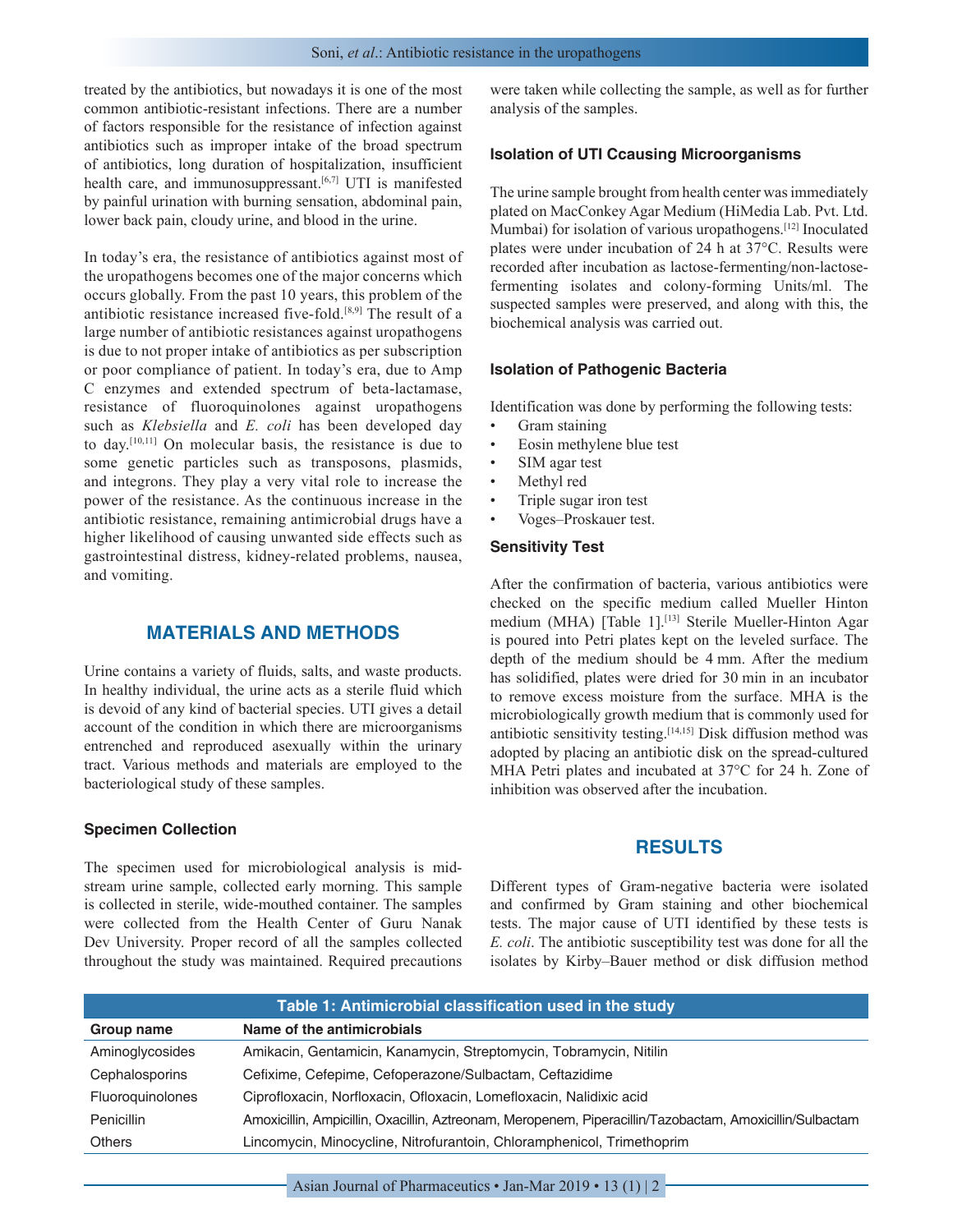treated by the antibiotics, but nowadays it is one of the most common antibiotic-resistant infections. There are a number of factors responsible for the resistance of infection against antibiotics such as improper intake of the broad spectrum of antibiotics, long duration of hospitalization, insufficient health care, and immunosuppressant.[6,7] UTI is manifested by painful urination with burning sensation, abdominal pain, lower back pain, cloudy urine, and blood in the urine.

In today's era, the resistance of antibiotics against most of the uropathogens becomes one of the major concerns which occurs globally. From the past 10 years, this problem of the antibiotic resistance increased five-fold.[8,9] The result of a large number of antibiotic resistances against uropathogens is due to not proper intake of antibiotics as per subscription or poor compliance of patient. In today's era, due to Amp C enzymes and extended spectrum of beta-lactamase, resistance of fluoroquinolones against uropathogens such as *Klebsiella* and *E. coli* has been developed day to day.[10,11] On molecular basis, the resistance is due to some genetic particles such as transposons, plasmids, and integrons. They play a very vital role to increase the power of the resistance. As the continuous increase in the antibiotic resistance, remaining antimicrobial drugs have a higher likelihood of causing unwanted side effects such as gastrointestinal distress, kidney-related problems, nausea, and vomiting.

## MATERIALS AND METHODS

Urine contains a variety of fluids, salts, and waste products. In healthy individual, the urine acts as a sterile fluid which is devoid of any kind of bacterial species. UTI gives a detail account of the condition in which there are microorganisms entrenched and reproduced asexually within the urinary tract. Various methods and materials are employed to the bacteriological study of these samples.

### Specimen Collection

The specimen used for microbiological analysis is mid-stream urine sample, collected early morning. This sample is collected in sterile, wide-mouthed container. The samples were collected from the Health Center of Guru Nanak Dev University. Proper record of all the samples collected throughout the study was maintained. Required precautions were taken while collecting the sample, as well as for further analysis of the samples.

### Isolation of UTI Ccausing Microorganisms

The urine sample brought from health center was immediately plated on MacConkey Agar Medium (HiMedia Lab. Pvt. Ltd. Mumbai) for isolation of various uropathogens.[12] Inoculated plates were under incubation of 24 h at 37°C. Results were recorded after incubation as lactose-fermenting/non-lactose-fermenting isolates and colony-forming Units/ml. The suspected samples were preserved, and along with this, the biochemical analysis was carried out.

### Isolation of Pathogenic Bacteria

Identification was done by performing the following tests:

- Gram staining
- Eosin methylene blue test
- SIM agar test
- Methyl red
- Triple sugar iron test
- Voges–Proskauer test.

### Sensitivity Test

After the confirmation of bacteria, various antibiotics were checked on the specific medium called Mueller Hinton medium (MHA) [Table 1].[13] Sterile Mueller-Hinton Agar is poured into Petri plates kept on the leveled surface. The depth of the medium should be 4 mm. After the medium has solidified, plates were dried for 30 min in an incubator to remove excess moisture from the surface. MHA is the microbiologically growth medium that is commonly used for antibiotic sensitivity testing.[14,15] Disk diffusion method was adopted by placing an antibiotic disk on the spread-cultured MHA Petri plates and incubated at 37°C for 24 h. Zone of inhibition was observed after the incubation.

## RESULTS

Different types of Gram-negative bacteria were isolated and confirmed by Gram staining and other biochemical tests. The major cause of UTI identified by these tests is *E. coli*. The antibiotic susceptibility test was done for all the isolates by Kirby–Bauer method or disk diffusion method

**Table 1: Antimicrobial classification used in the study**

| Group name | Name of the antimicrobials |
|---|---|
| Aminoglycosides | Amikacin, Gentamicin, Kanamycin, Streptomycin, Tobramycin, Nitilin |
| Cephalosporins | Cefixime, Cefepime, Cefoperazone/Sulbactam, Ceftazidime |
| Fluoroquinolones | Ciprofloxacin, Norfloxacin, Ofloxacin, Lomefloxacin, Nalidixic acid |
| Penicillin | Amoxicillin, Ampicillin, Oxacillin, Aztreonam, Meropenem, Piperacillin/Tazobactam, Amoxicillin/Sulbactam |
| Others | Lincomycin, Minocycline, Nitrofurantoin, Chloramphenicol, Trimethoprim |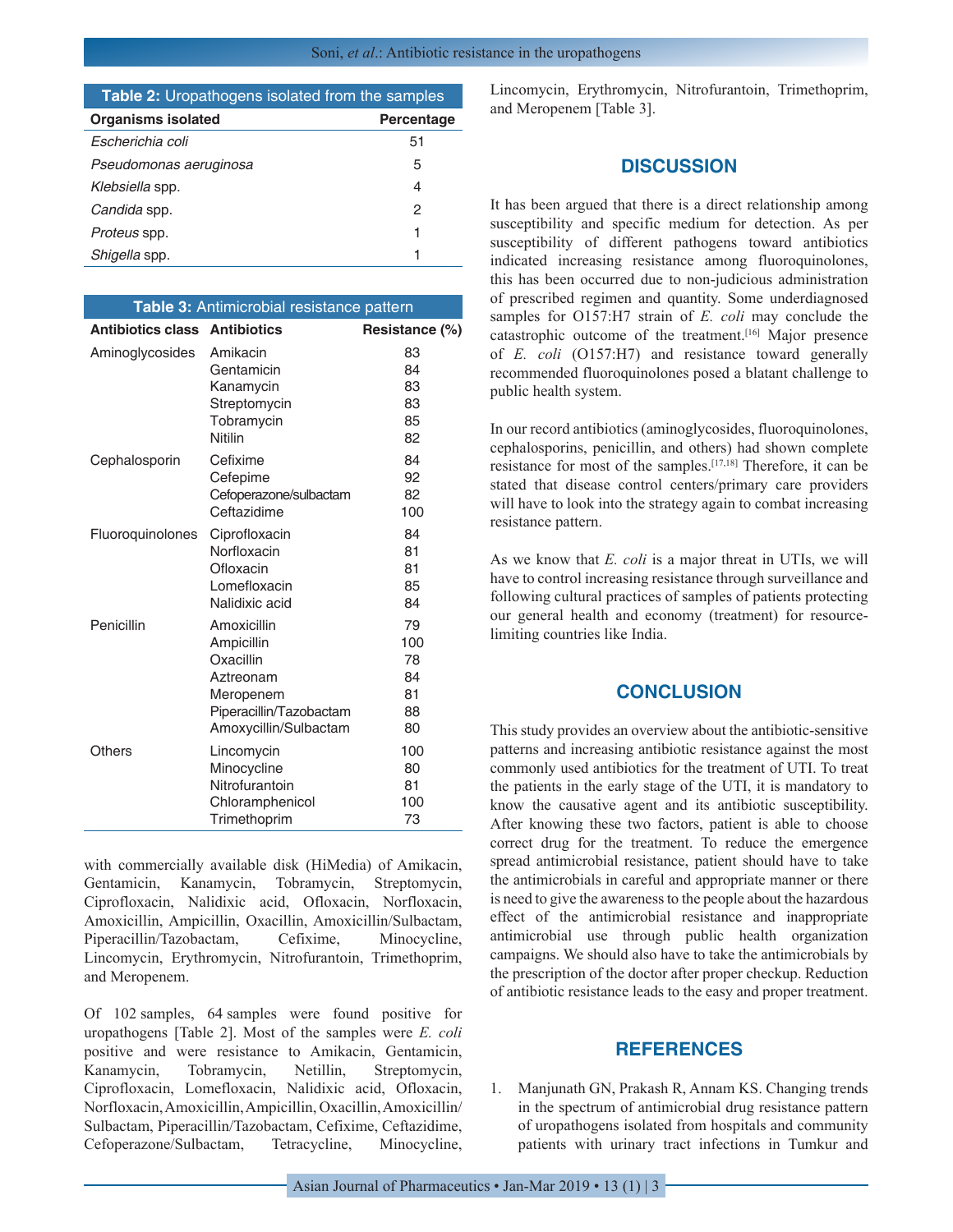**Table 2:** Uropathogens isolated from the samples

| Organisms isolated | Percentage |
|---|---|
| *Escherichia coli* | 51 |
| *Pseudomonas aeruginosa* | 5 |
| *Klebsiella* spp. | 4 |
| *Candida* spp. | 2 |
| *Proteus* spp. | 1 |
| *Shigella* spp. | 1 |

**Table 3:** Antimicrobial resistance pattern

| Antibiotics class | Antibiotics | Resistance (%) |
|---|---|---|
| Aminoglycosides | Amikacin | 83 |
| | Gentamicin | 84 |
| | Kanamycin | 83 |
| | Streptomycin | 83 |
| | Tobramycin | 85 |
| | Nitilin | 82 |
| Cephalosporin | Cefixime | 84 |
| | Cefepime | 92 |
| | Cefoperazone/sulbactam | 82 |
| | Ceftazidime | 100 |
| Fluoroquinolones | Ciprofloxacin | 84 |
| | Norfloxacin | 81 |
| | Ofloxacin | 81 |
| | Lomefloxacin | 85 |
| | Nalidixic acid | 84 |
| Penicillin | Amoxicillin | 79 |
| | Ampicillin | 100 |
| | Oxacillin | 78 |
| | Aztreonam | 84 |
| | Meropenem | 81 |
| | Piperacillin/Tazobactam | 88 |
| | Amoxycillin/Sulbactam | 80 |
| Others | Lincomycin | 100 |
| | Minocycline | 80 |
| | Nitrofurantoin | 81 |
| | Chloramphenicol | 100 |
| | Trimethoprim | 73 |

with commercially available disk (HiMedia) of Amikacin, Gentamicin, Kanamycin, Tobramycin, Streptomycin, Ciprofloxacin, Nalidixic acid, Ofloxacin, Norfloxacin, Amoxicillin, Ampicillin, Oxacillin, Amoxicillin/Sulbactam, Piperacillin/Tazobactam, Cefixime, Minocycline, Lincomycin, Erythromycin, Nitrofurantoin, Trimethoprim, and Meropenem.

Of 102 samples, 64 samples were found positive for uropathogens [Table 2]. Most of the samples were *E. coli* positive and were resistance to Amikacin, Gentamicin, Kanamycin, Tobramycin, Netillin, Streptomycin, Ciprofloxacin, Lomefloxacin, Nalidixic acid, Ofloxacin, Norfloxacin, Amoxicillin, Ampicillin, Oxacillin, Amoxicillin/Sulbactam, Piperacillin/Tazobactam, Cefixime, Ceftazidime, Cefoperazone/Sulbactam, Tetracycline, Minocycline, Lincomycin, Erythromycin, Nitrofurantoin, Trimethoprim, and Meropenem [Table 3].

## DISCUSSION

It has been argued that there is a direct relationship among susceptibility and specific medium for detection. As per susceptibility of different pathogens toward antibiotics indicated increasing resistance among fluoroquinolones, this has been occurred due to non-judicious administration of prescribed regimen and quantity. Some underdiagnosed samples for O157:H7 strain of *E. coli* may conclude the catastrophic outcome of the treatment.[16] Major presence of *E. coli* (O157:H7) and resistance toward generally recommended fluoroquinolones posed a blatant challenge to public health system.

In our record antibiotics (aminoglycosides, fluoroquinolones, cephalosporins, penicillin, and others) had shown complete resistance for most of the samples.[17,18] Therefore, it can be stated that disease control centers/primary care providers will have to look into the strategy again to combat increasing resistance pattern.

As we know that *E. coli* is a major threat in UTIs, we will have to control increasing resistance through surveillance and following cultural practices of samples of patients protecting our general health and economy (treatment) for resource-limiting countries like India.

## CONCLUSION

This study provides an overview about the antibiotic-sensitive patterns and increasing antibiotic resistance against the most commonly used antibiotics for the treatment of UTI. To treat the patients in the early stage of the UTI, it is mandatory to know the causative agent and its antibiotic susceptibility. After knowing these two factors, patient is able to choose correct drug for the treatment. To reduce the emergence spread antimicrobial resistance, patient should have to take the antimicrobials in careful and appropriate manner or there is need to give the awareness to the people about the hazardous effect of the antimicrobial resistance and inappropriate antimicrobial use through public health organization campaigns. We should also have to take the antimicrobials by the prescription of the doctor after proper checkup. Reduction of antibiotic resistance leads to the easy and proper treatment.

## REFERENCES

1. Manjunath GN, Prakash R, Annam KS. Changing trends in the spectrum of antimicrobial drug resistance pattern of uropathogens isolated from hospitals and community patients with urinary tract infections in Tumkur and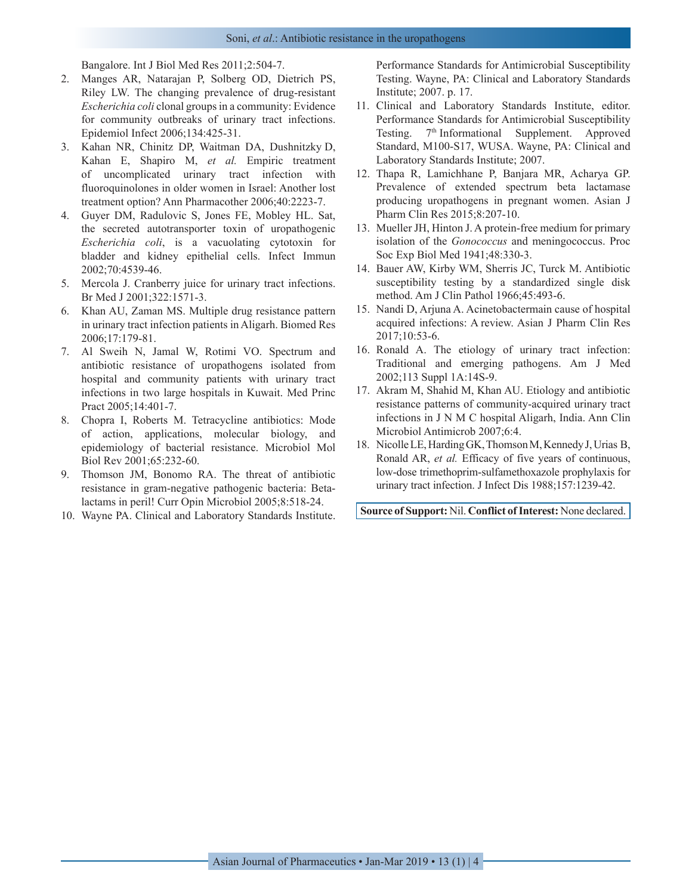Bangalore. Int J Biol Med Res 2011;2:504-7.

2. Manges AR, Natarajan P, Solberg OD, Dietrich PS, Riley LW. The changing prevalence of drug-resistant *Escherichia coli* clonal groups in a community: Evidence for community outbreaks of urinary tract infections. Epidemiol Infect 2006;134:425-31.
3. Kahan NR, Chinitz DP, Waitman DA, Dushnitzky D, Kahan E, Shapiro M, *et al.* Empiric treatment of uncomplicated urinary tract infection with fluoroquinolones in older women in Israel: Another lost treatment option? Ann Pharmacother 2006;40:2223-7.
4. Guyer DM, Radulovic S, Jones FE, Mobley HL. Sat, the secreted autotransporter toxin of uropathogenic *Escherichia coli*, is a vacuolating cytotoxin for bladder and kidney epithelial cells. Infect Immun 2002;70:4539-46.
5. Mercola J. Cranberry juice for urinary tract infections. Br Med J 2001;322:1571-3.
6. Khan AU, Zaman MS. Multiple drug resistance pattern in urinary tract infection patients in Aligarh. Biomed Res 2006;17:179-81.
7. Al Sweih N, Jamal W, Rotimi VO. Spectrum and antibiotic resistance of uropathogens isolated from hospital and community patients with urinary tract infections in two large hospitals in Kuwait. Med Princ Pract 2005;14:401-7.
8. Chopra I, Roberts M. Tetracycline antibiotics: Mode of action, applications, molecular biology, and epidemiology of bacterial resistance. Microbiol Mol Biol Rev 2001;65:232-60.
9. Thomson JM, Bonomo RA. The threat of antibiotic resistance in gram-negative pathogenic bacteria: Beta-lactams in peril! Curr Opin Microbiol 2005;8:518-24.
10. Wayne PA. Clinical and Laboratory Standards Institute. Performance Standards for Antimicrobial Susceptibility Testing. Wayne, PA: Clinical and Laboratory Standards Institute; 2007. p. 17.
11. Clinical and Laboratory Standards Institute, editor. Performance Standards for Antimicrobial Susceptibility Testing. 7th Informational Supplement. Approved Standard, M100-S17, WUSA. Wayne, PA: Clinical and Laboratory Standards Institute; 2007.
12. Thapa R, Lamichhane P, Banjara MR, Acharya GP. Prevalence of extended spectrum beta lactamase producing uropathogens in pregnant women. Asian J Pharm Clin Res 2015;8:207-10.
13. Mueller JH, Hinton J. A protein-free medium for primary isolation of the *Gonococcus* and meningococcus. Proc Soc Exp Biol Med 1941;48:330-3.
14. Bauer AW, Kirby WM, Sherris JC, Turck M. Antibiotic susceptibility testing by a standardized single disk method. Am J Clin Pathol 1966;45:493-6.
15. Nandi D, Arjuna A. Acinetobactermain cause of hospital acquired infections: A review. Asian J Pharm Clin Res 2017;10:53-6.
16. Ronald A. The etiology of urinary tract infection: Traditional and emerging pathogens. Am J Med 2002;113 Suppl 1A:14S-9.
17. Akram M, Shahid M, Khan AU. Etiology and antibiotic resistance patterns of community-acquired urinary tract infections in J N M C hospital Aligarh, India. Ann Clin Microbiol Antimicrob 2007;6:4.
18. Nicolle LE, Harding GK, Thomson M, Kennedy J, Urias B, Ronald AR, *et al.* Efficacy of five years of continuous, low-dose trimethoprim-sulfamethoxazole prophylaxis for urinary tract infection. J Infect Dis 1988;157:1239-42.

**Source of Support:** Nil. **Conflict of Interest:** None declared.